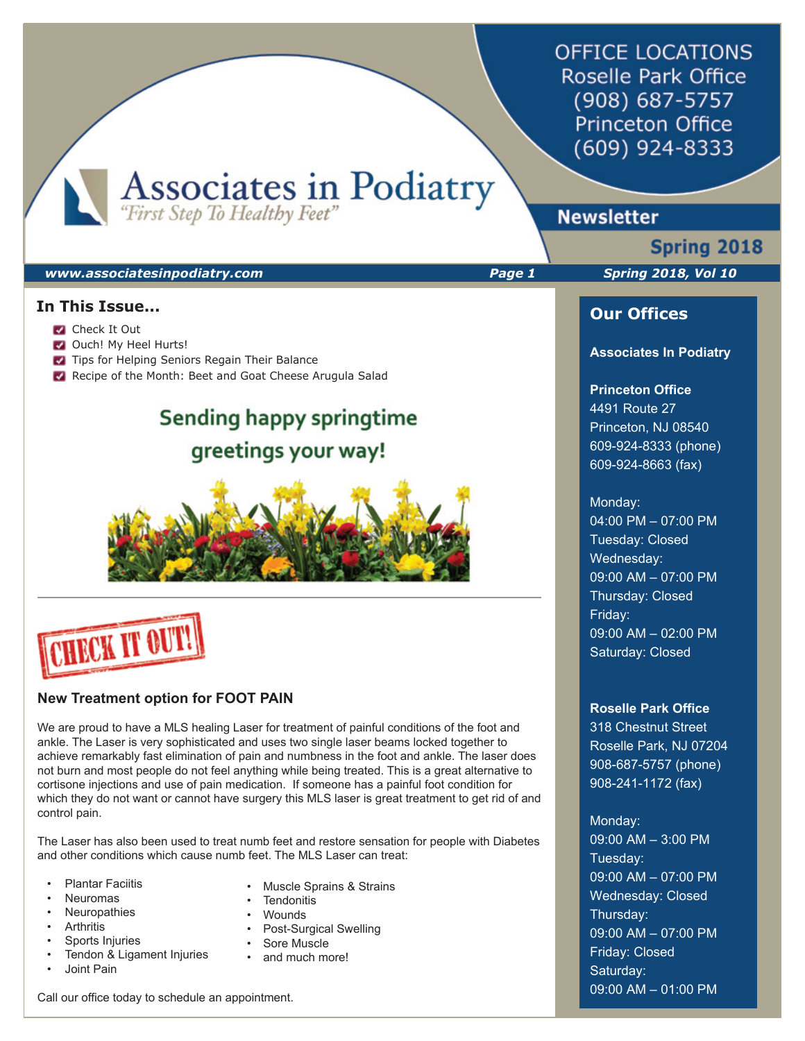# Associates in Podiatry

*"First Step To Healthy Feet"*

OFFICE LOCATIONS
Roselle Park Office
(908) 687-5757
Princeton Office
(609) 924-8333

## Newsletter

**Spring 2018**

***www.associatesinpodiatry.com*** ***Spring 2018, Vol 10***

## In This Issue...

- Check It Out
- Ouch! My Heel Hurts!
- Tips for Helping Seniors Regain Their Balance
- Recipe of the Month: Beet and Goat Cheese Arugula Salad

**Sending happy springtime greetings your way!**

---

## CHECK IT OUT!

### New Treatment option for FOOT PAIN

We are proud to have a MLS healing Laser for treatment of painful conditions of the foot and ankle. The Laser is very sophisticated and uses two single laser beams locked together to achieve remarkably fast elimination of pain and numbness in the foot and ankle. The laser does not burn and most people do not feel anything while being treated. This is a great alternative to cortisone injections and use of pain medication. If someone has a painful foot condition for which they do not want or cannot have surgery this MLS laser is great treatment to get rid of and control pain.

The Laser has also been used to treat numb feet and restore sensation for people with Diabetes and other conditions which cause numb feet. The MLS Laser can treat:

- Plantar Faciitis
- Neuromas
- Neuropathies
- Arthritis
- Sports Injuries
- Tendon & Ligament Injuries
- Joint Pain
- Muscle Sprains & Strains
- Tendonitis
- Wounds
- Post-Surgical Swelling
- Sore Muscle
- and much more!

Call our office today to schedule an appointment.

## Our Offices

**Associates In Podiatry**

**Princeton Office**
4491 Route 27
Princeton, NJ 08540
609-924-8333 (phone)
609-924-8663 (fax)

Monday:
04:00 PM – 07:00 PM
Tuesday: Closed
Wednesday:
09:00 AM – 07:00 PM
Thursday: Closed
Friday:
09:00 AM – 02:00 PM
Saturday: Closed

**Roselle Park Office**
318 Chestnut Street
Roselle Park, NJ 07204
908-687-5757 (phone)
908-241-1172 (fax)

Monday:
09:00 AM – 3:00 PM
Tuesday:
09:00 AM – 07:00 PM
Wednesday: Closed
Thursday:
09:00 AM – 07:00 PM
Friday: Closed
Saturday:
09:00 AM – 01:00 PM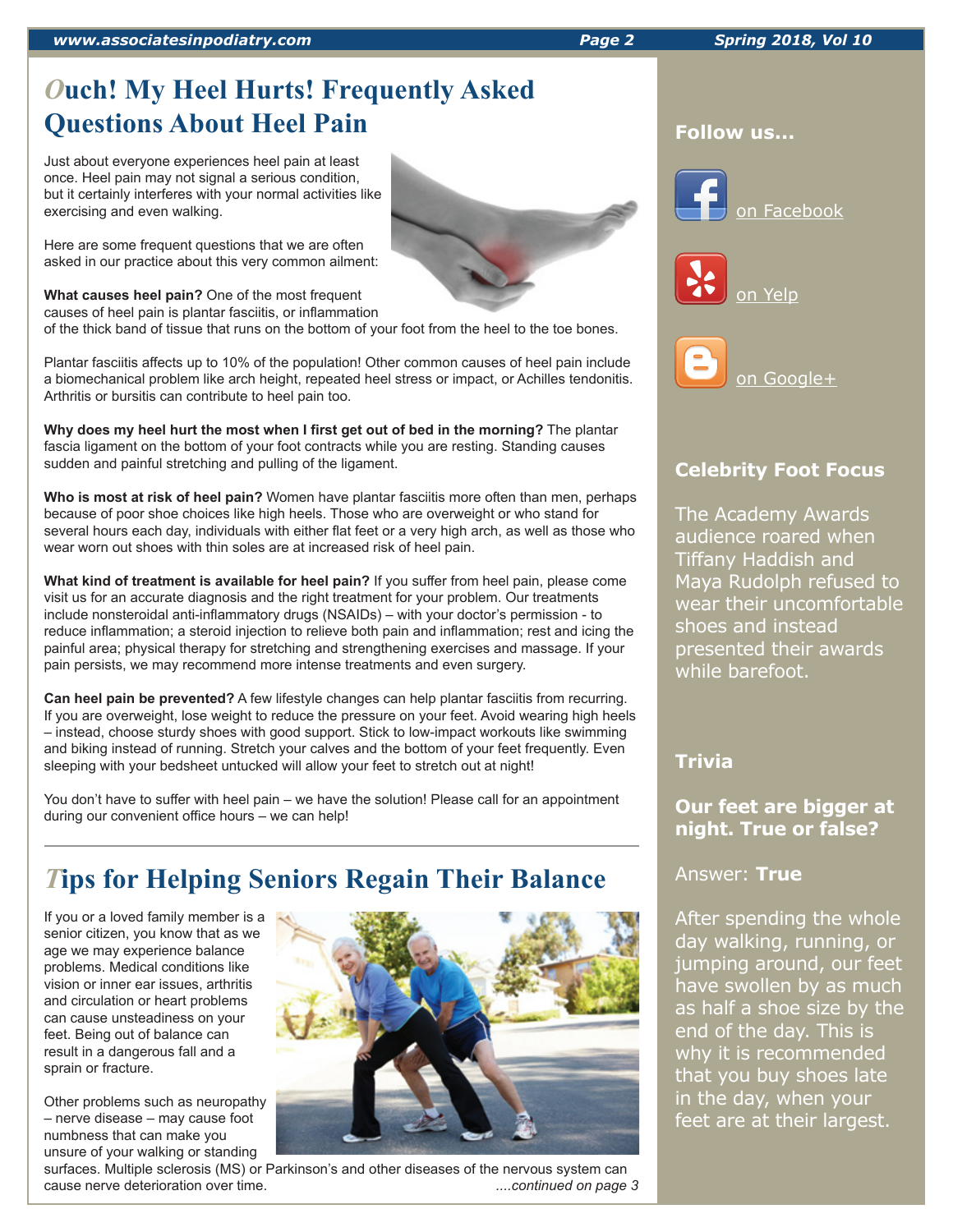# Ouch! My Heel Hurts! Frequently Asked Questions About Heel Pain

Just about everyone experiences heel pain at least once. Heel pain may not signal a serious condition, but it certainly interferes with your normal activities like exercising and even walking.

Here are some frequent questions that we are often asked in our practice about this very common ailment:

**What causes heel pain?** One of the most frequent causes of heel pain is plantar fasciitis, or inflammation of the thick band of tissue that runs on the bottom of your foot from the heel to the toe bones.

Plantar fasciitis affects up to 10% of the population! Other common causes of heel pain include a biomechanical problem like arch height, repeated heel stress or impact, or Achilles tendonitis. Arthritis or bursitis can contribute to heel pain too.

**Why does my heel hurt the most when I first get out of bed in the morning?** The plantar fascia ligament on the bottom of your foot contracts while you are resting. Standing causes sudden and painful stretching and pulling of the ligament.

**Who is most at risk of heel pain?** Women have plantar fasciitis more often than men, perhaps because of poor shoe choices like high heels. Those who are overweight or who stand for several hours each day, individuals with either flat feet or a very high arch, as well as those who wear worn out shoes with thin soles are at increased risk of heel pain.

**What kind of treatment is available for heel pain?** If you suffer from heel pain, please come visit us for an accurate diagnosis and the right treatment for your problem. Our treatments include nonsteroidal anti-inflammatory drugs (NSAIDs) – with your doctor's permission - to reduce inflammation; a steroid injection to relieve both pain and inflammation; rest and icing the painful area; physical therapy for stretching and strengthening exercises and massage. If your pain persists, we may recommend more intense treatments and even surgery.

**Can heel pain be prevented?** A few lifestyle changes can help plantar fasciitis from recurring. If you are overweight, lose weight to reduce the pressure on your feet. Avoid wearing high heels – instead, choose sturdy shoes with good support. Stick to low-impact workouts like swimming and biking instead of running. Stretch your calves and the bottom of your feet frequently. Even sleeping with your bedsheet untucked will allow your feet to stretch out at night!

You don't have to suffer with heel pain – we have the solution! Please call for an appointment during our convenient office hours – we can help!

# Tips for Helping Seniors Regain Their Balance

If you or a loved family member is a senior citizen, you know that as we age we may experience balance problems. Medical conditions like vision or inner ear issues, arthritis and circulation or heart problems can cause unsteadiness on your feet. Being out of balance can result in a dangerous fall and a sprain or fracture.

Other problems such as neuropathy – nerve disease – may cause foot numbness that can make you unsure of your walking or standing surfaces. Multiple sclerosis (MS) or Parkinson's and other diseases of the nervous system can cause nerve deterioration over time.

*....continued on page 3*

## Follow us...

on Facebook

on Yelp

on Google+

## Celebrity Foot Focus

The Academy Awards audience roared when Tiffany Haddish and Maya Rudolph refused to wear their uncomfortable shoes and instead presented their awards while barefoot.

## Trivia

**Our feet are bigger at night. True or false?**

Answer: **True**

After spending the whole day walking, running, or jumping around, our feet have swollen by as much as half a shoe size by the end of the day. This is why it is recommended that you buy shoes late in the day, when your feet are at their largest.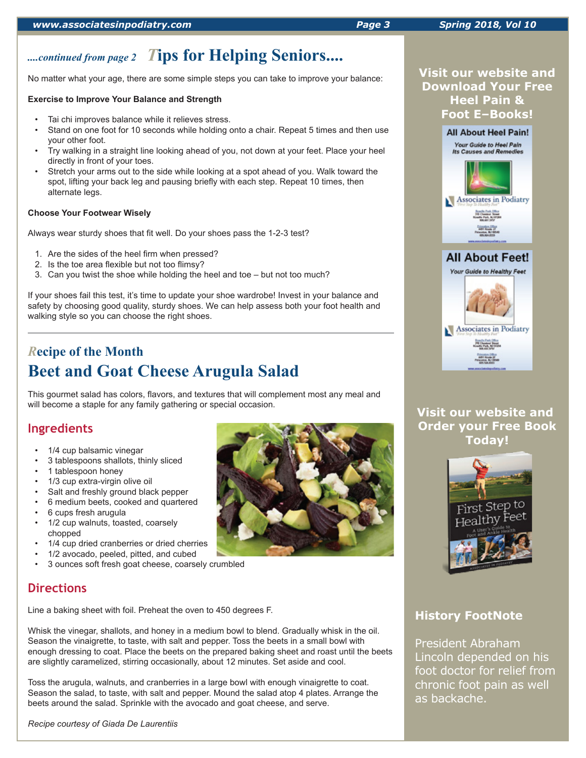*....continued from page 2* **Tips for Helping Seniors....**

No matter what your age, there are some simple steps you can take to improve your balance:

**Exercise to Improve Your Balance and Strength**

- Tai chi improves balance while it relieves stress.
- Stand on one foot for 10 seconds while holding onto a chair. Repeat 5 times and then use your other foot.
- Try walking in a straight line looking ahead of you, not down at your feet. Place your heel directly in front of your toes.
- Stretch your arms out to the side while looking at a spot ahead of you. Walk toward the spot, lifting your back leg and pausing briefly with each step. Repeat 10 times, then alternate legs.

**Choose Your Footwear Wisely**

Always wear sturdy shoes that fit well. Do your shoes pass the 1-2-3 test?

1. Are the sides of the heel firm when pressed?
2. Is the toe area flexible but not too flimsy?
3. Can you twist the shoe while holding the heel and toe – but not too much?

If your shoes fail this test, it's time to update your shoe wardrobe! Invest in your balance and safety by choosing good quality, sturdy shoes. We can help assess both your foot health and walking style so you can choose the right shoes.

---

*Recipe of the Month*

## Beet and Goat Cheese Arugula Salad

This gourmet salad has colors, flavors, and textures that will complement most any meal and will become a staple for any family gathering or special occasion.

### Ingredients

- 1/4 cup balsamic vinegar
- 3 tablespoons shallots, thinly sliced
- 1 tablespoon honey
- 1/3 cup extra-virgin olive oil
- Salt and freshly ground black pepper
- 6 medium beets, cooked and quartered
- 6 cups fresh arugula
- 1/2 cup walnuts, toasted, coarsely chopped
- 1/4 cup dried cranberries or dried cherries
- 1/2 avocado, peeled, pitted, and cubed
- 3 ounces soft fresh goat cheese, coarsely crumbled

### Directions

Line a baking sheet with foil. Preheat the oven to 450 degrees F.

Whisk the vinegar, shallots, and honey in a medium bowl to blend. Gradually whisk in the oil. Season the vinaigrette, to taste, with salt and pepper. Toss the beets in a small bowl with enough dressing to coat. Place the beets on the prepared baking sheet and roast until the beets are slightly caramelized, stirring occasionally, about 12 minutes. Set aside and cool.

Toss the arugula, walnuts, and cranberries in a large bowl with enough vinaigrette to coat. Season the salad, to taste, with salt and pepper. Mound the salad atop 4 plates. Arrange the beets around the salad. Sprinkle with the avocado and goat cheese, and serve.

*Recipe courtesy of Giada De Laurentiis*

---

**Visit our website and Download Your Free Heel Pain & Foot E–Books!**

**Visit our website and Order your Free Book Today!**

### History FootNote

President Abraham Lincoln depended on his foot doctor for relief from chronic foot pain as well as backache.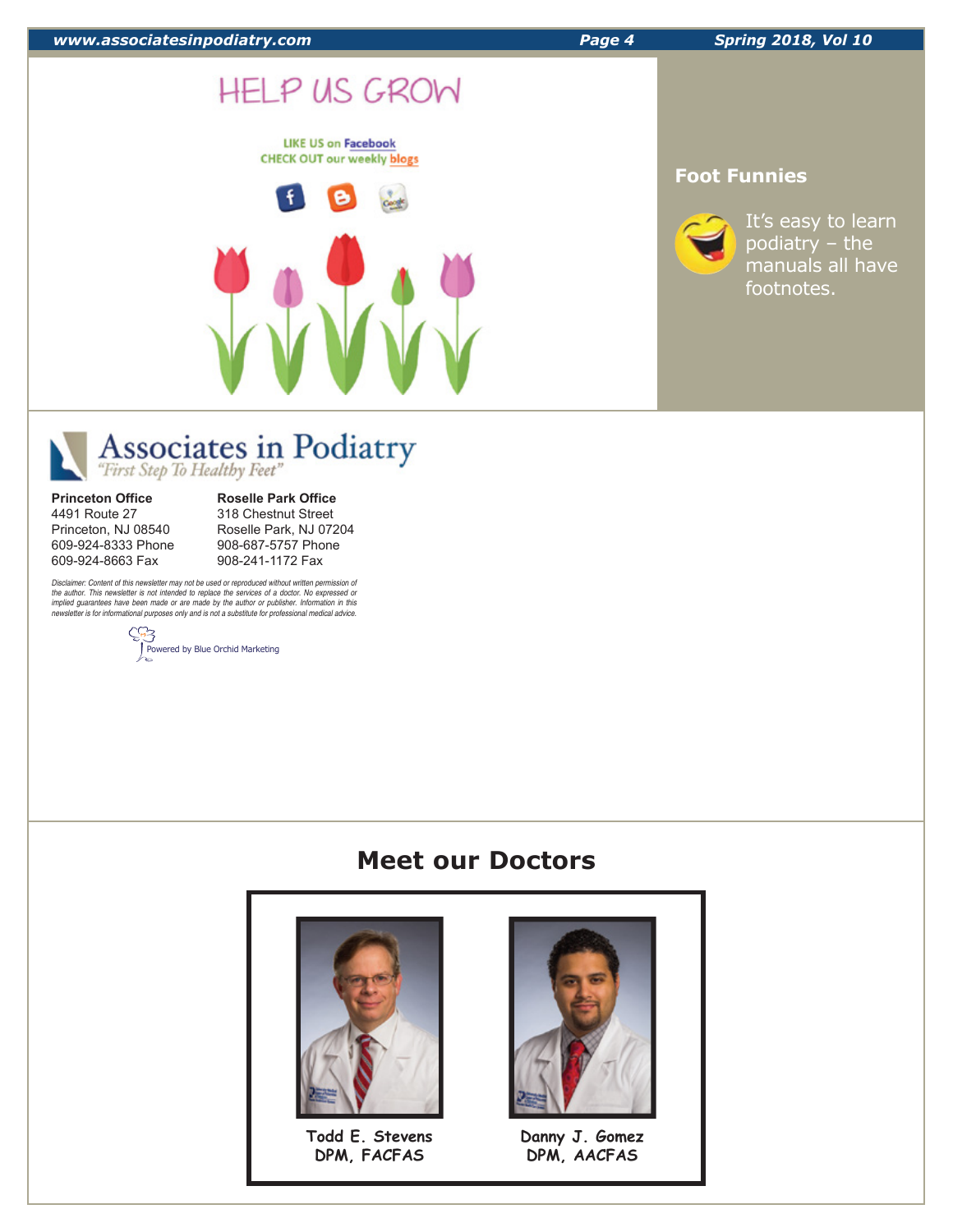# HELP US GROW

LIKE US on Facebook
CHECK OUT our weekly blogs

## Foot Funnies

It's easy to learn podiatry – the manuals all have footnotes.

# Associates in Podiatry

*"First Step To Healthy Feet"*

**Princeton Office**
4491 Route 27
Princeton, NJ 08540
609-924-8333 Phone
609-924-8663 Fax

**Roselle Park Office**
318 Chestnut Street
Roselle Park, NJ 07204
908-687-5757 Phone
908-241-1172 Fax

*Disclaimer: Content of this newsletter may not be used or reproduced without written permission of the author. This newsletter is not intended to replace the services of a doctor. No expressed or implied guarantees have been made or are made by the author or publisher. Information in this newsletter is for informational purposes only and is not a substitute for professional medical advice.*

Powered by Blue Orchid Marketing

## Meet our Doctors

**Todd E. Stevens**
**DPM, FACFAS**

**Danny J. Gomez**
**DPM, AACFAS**